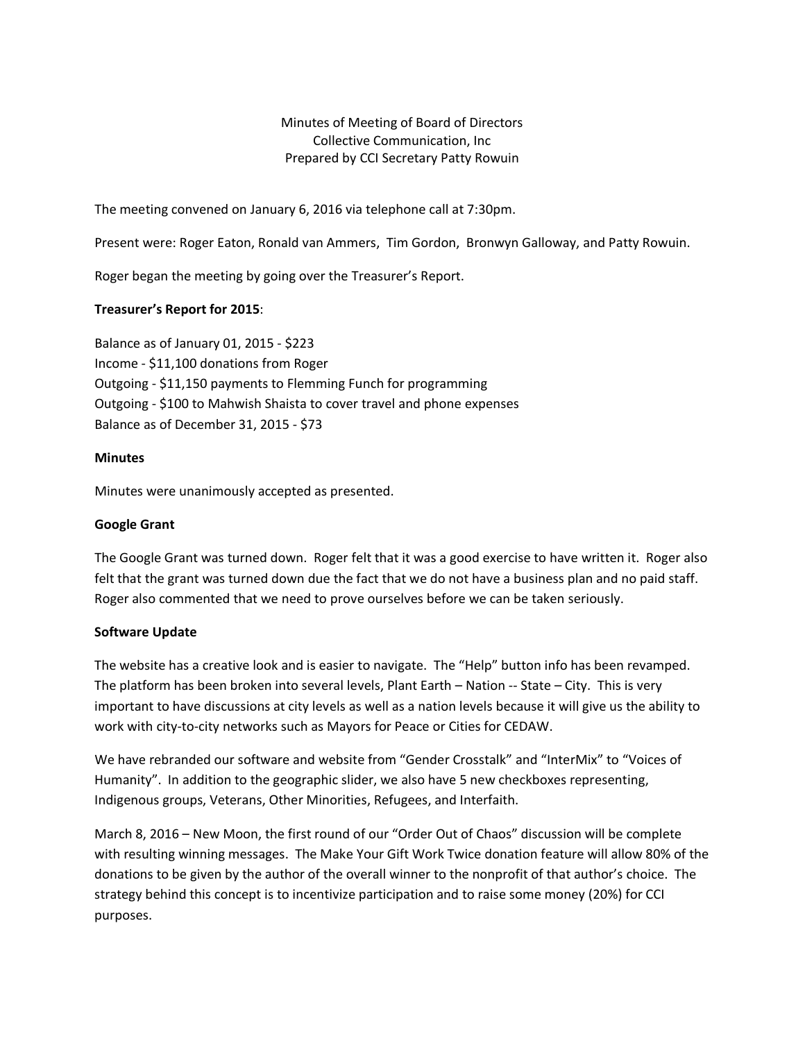Minutes of Meeting of Board of Directors
Collective Communication, Inc
Prepared by CCI Secretary Patty Rowuin

The meeting convened on January 6, 2016 via telephone call at 7:30pm.

Present were: Roger Eaton, Ronald van Ammers, Tim Gordon, Bronwyn Galloway, and Patty Rowuin.

Roger began the meeting by going over the Treasurer's Report.

**Treasurer's Report for 2015**:

Balance as of January 01, 2015 - $223
Income - $11,100 donations from Roger
Outgoing - $11,150 payments to Flemming Funch for programming
Outgoing - $100 to Mahwish Shaista to cover travel and phone expenses
Balance as of December 31, 2015 - $73

**Minutes**

Minutes were unanimously accepted as presented.

**Google Grant**

The Google Grant was turned down. Roger felt that it was a good exercise to have written it. Roger also felt that the grant was turned down due the fact that we do not have a business plan and no paid staff. Roger also commented that we need to prove ourselves before we can be taken seriously.

**Software Update**

The website has a creative look and is easier to navigate. The "Help" button info has been revamped. The platform has been broken into several levels, Plant Earth – Nation -- State – City. This is very important to have discussions at city levels as well as a nation levels because it will give us the ability to work with city-to-city networks such as Mayors for Peace or Cities for CEDAW.

We have rebranded our software and website from "Gender Crosstalk" and "InterMix" to "Voices of Humanity". In addition to the geographic slider, we also have 5 new checkboxes representing, Indigenous groups, Veterans, Other Minorities, Refugees, and Interfaith.

March 8, 2016 – New Moon, the first round of our "Order Out of Chaos" discussion will be complete with resulting winning messages. The Make Your Gift Work Twice donation feature will allow 80% of the donations to be given by the author of the overall winner to the nonprofit of that author's choice. The strategy behind this concept is to incentivize participation and to raise some money (20%) for CCI purposes.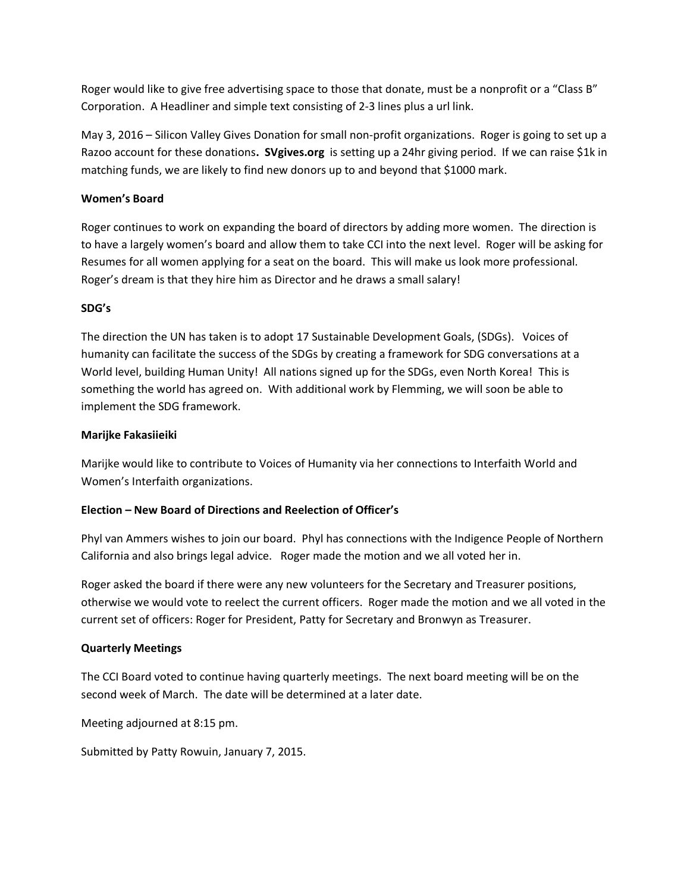Roger would like to give free advertising space to those that donate, must be a nonprofit or a "Class B" Corporation. A Headliner and simple text consisting of 2-3 lines plus a url link.

May 3, 2016 – Silicon Valley Gives Donation for small non-profit organizations. Roger is going to set up a Razoo account for these donations**. SVgives.org** is setting up a 24hr giving period. If we can raise $1k in matching funds, we are likely to find new donors up to and beyond that $1000 mark.

**Women's Board**

Roger continues to work on expanding the board of directors by adding more women. The direction is to have a largely women's board and allow them to take CCI into the next level. Roger will be asking for Resumes for all women applying for a seat on the board. This will make us look more professional. Roger's dream is that they hire him as Director and he draws a small salary!

**SDG's**

The direction the UN has taken is to adopt 17 Sustainable Development Goals, (SDGs). Voices of humanity can facilitate the success of the SDGs by creating a framework for SDG conversations at a World level, building Human Unity! All nations signed up for the SDGs, even North Korea! This is something the world has agreed on. With additional work by Flemming, we will soon be able to implement the SDG framework.

**Marijke Fakasiieiki**

Marijke would like to contribute to Voices of Humanity via her connections to Interfaith World and Women's Interfaith organizations.

**Election – New Board of Directions and Reelection of Officer's**

Phyl van Ammers wishes to join our board. Phyl has connections with the Indigence People of Northern California and also brings legal advice. Roger made the motion and we all voted her in.

Roger asked the board if there were any new volunteers for the Secretary and Treasurer positions, otherwise we would vote to reelect the current officers. Roger made the motion and we all voted in the current set of officers: Roger for President, Patty for Secretary and Bronwyn as Treasurer.

**Quarterly Meetings**

The CCI Board voted to continue having quarterly meetings. The next board meeting will be on the second week of March. The date will be determined at a later date.

Meeting adjourned at 8:15 pm.

Submitted by Patty Rowuin, January 7, 2015.